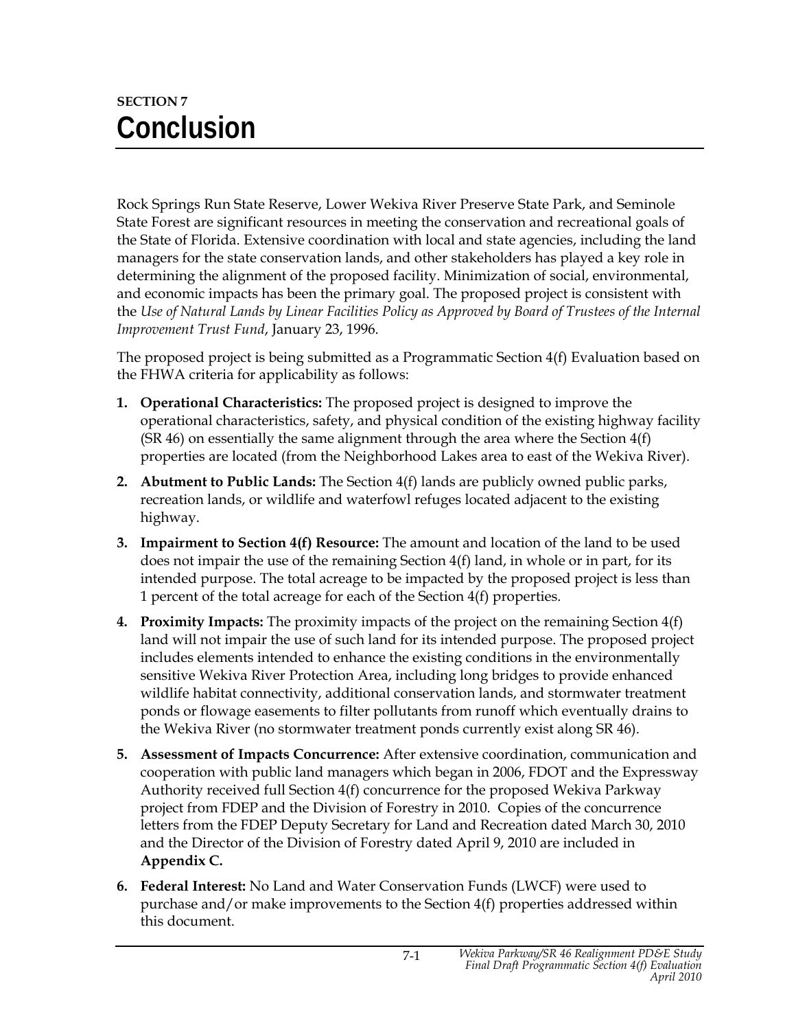SECTION 7

# Conclusion

Rock Springs Run State Reserve, Lower Wekiva River Preserve State Park, and Seminole State Forest are significant resources in meeting the conservation and recreational goals of the State of Florida. Extensive coordination with local and state agencies, including the land managers for the state conservation lands, and other stakeholders has played a key role in determining the alignment of the proposed facility. Minimization of social, environmental, and economic impacts has been the primary goal. The proposed project is consistent with the *Use of Natural Lands by Linear Facilities Policy as Approved by Board of Trustees of the Internal Improvement Trust Fund*, January 23, 1996.

The proposed project is being submitted as a Programmatic Section 4(f) Evaluation based on the FHWA criteria for applicability as follows:

1. **Operational Characteristics:** The proposed project is designed to improve the operational characteristics, safety, and physical condition of the existing highway facility (SR 46) on essentially the same alignment through the area where the Section 4(f) properties are located (from the Neighborhood Lakes area to east of the Wekiva River).
2. **Abutment to Public Lands:** The Section 4(f) lands are publicly owned public parks, recreation lands, or wildlife and waterfowl refuges located adjacent to the existing highway.
3. **Impairment to Section 4(f) Resource:** The amount and location of the land to be used does not impair the use of the remaining Section 4(f) land, in whole or in part, for its intended purpose. The total acreage to be impacted by the proposed project is less than 1 percent of the total acreage for each of the Section 4(f) properties.
4. **Proximity Impacts:** The proximity impacts of the project on the remaining Section 4(f) land will not impair the use of such land for its intended purpose. The proposed project includes elements intended to enhance the existing conditions in the environmentally sensitive Wekiva River Protection Area, including long bridges to provide enhanced wildlife habitat connectivity, additional conservation lands, and stormwater treatment ponds or flowage easements to filter pollutants from runoff which eventually drains to the Wekiva River (no stormwater treatment ponds currently exist along SR 46).
5. **Assessment of Impacts Concurrence:** After extensive coordination, communication and cooperation with public land managers which began in 2006, FDOT and the Expressway Authority received full Section 4(f) concurrence for the proposed Wekiva Parkway project from FDEP and the Division of Forestry in 2010. Copies of the concurrence letters from the FDEP Deputy Secretary for Land and Recreation dated March 30, 2010 and the Director of the Division of Forestry dated April 9, 2010 are included in **Appendix C.**
6. **Federal Interest:** No Land and Water Conservation Funds (LWCF) were used to purchase and/or make improvements to the Section 4(f) properties addressed within this document.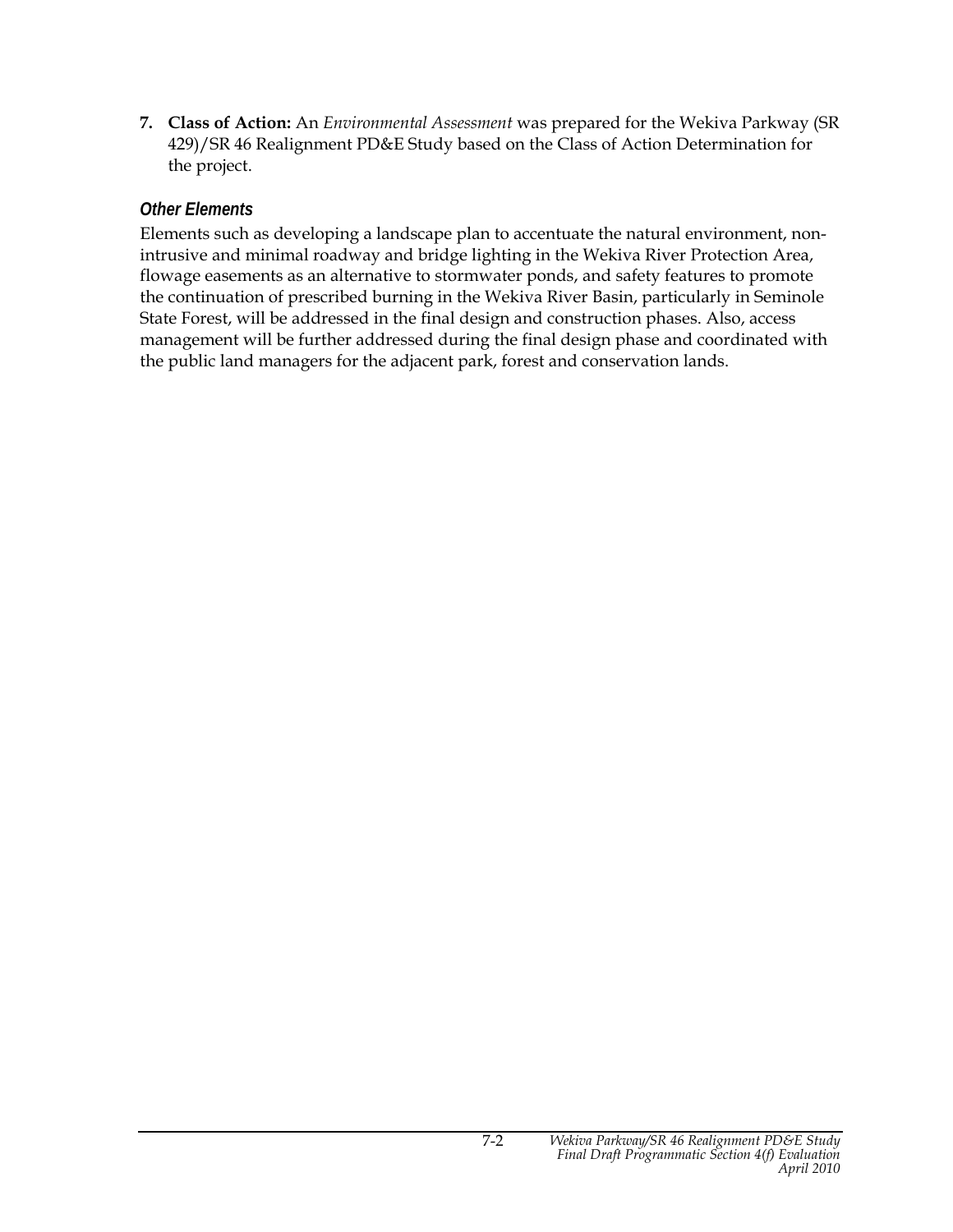7. **Class of Action:** An *Environmental Assessment* was prepared for the Wekiva Parkway (SR 429)/SR 46 Realignment PD&E Study based on the Class of Action Determination for the project.

### *Other Elements*

Elements such as developing a landscape plan to accentuate the natural environment, non-intrusive and minimal roadway and bridge lighting in the Wekiva River Protection Area, flowage easements as an alternative to stormwater ponds, and safety features to promote the continuation of prescribed burning in the Wekiva River Basin, particularly in Seminole State Forest, will be addressed in the final design and construction phases. Also, access management will be further addressed during the final design phase and coordinated with the public land managers for the adjacent park, forest and conservation lands.